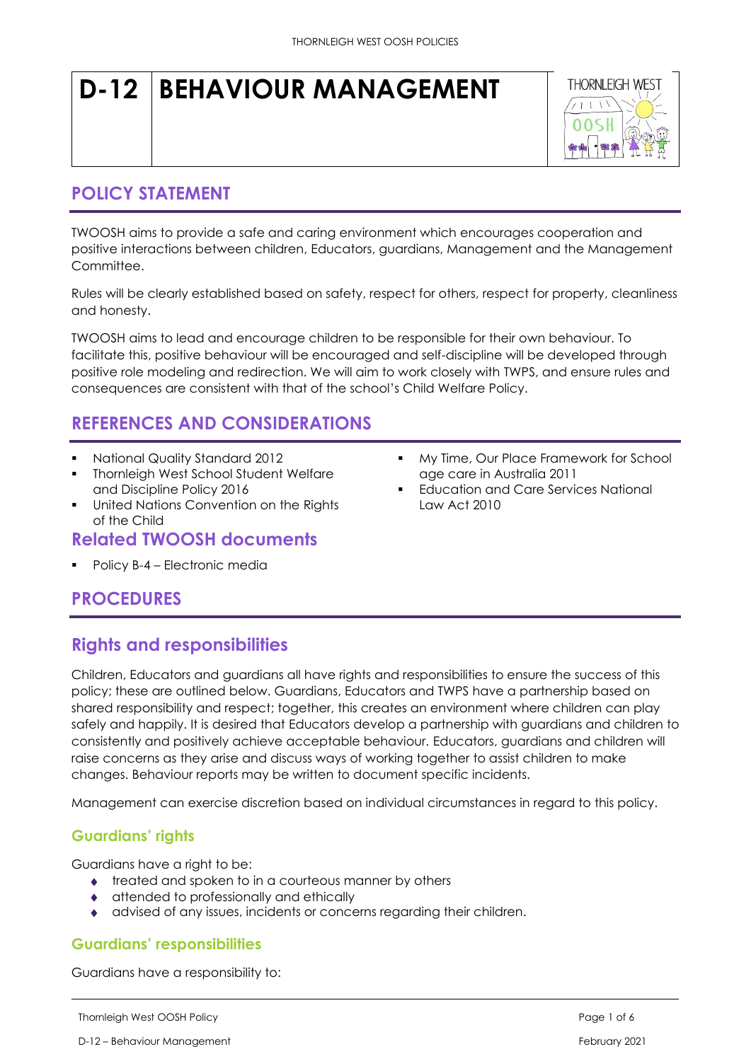# D-12 BEHAVIOUR MANAGEMENT

## POLICY STATEMENT

TWOOSH aims to provide a safe and caring environment which encourages cooperation and positive interactions between children, Educators, guardians, Management and the Management Committee.

Rules will be clearly established based on safety, respect for others, respect for property, cleanliness and honesty.

TWOOSH aims to lead and encourage children to be responsible for their own behaviour. To facilitate this, positive behaviour will be encouraged and self-discipline will be developed through positive role modeling and redirection. We will aim to work closely with TWPS, and ensure rules and consequences are consistent with that of the school's Child Welfare Policy.

## REFERENCES AND CONSIDERATIONS

- National Quality Standard 2012
- Thornleigh West School Student Welfare and Discipline Policy 2016
- United Nations Convention on the Rights of the Child
- My Time, Our Place Framework for School age care in Australia 2011
- Education and Care Services National Law Act 2010

### Related TWOOSH documents

- Policy B-4 – Electronic media

## PROCEDURES

### Rights and responsibilities

Children, Educators and guardians all have rights and responsibilities to ensure the success of this policy; these are outlined below. Guardians, Educators and TWPS have a partnership based on shared responsibility and respect; together, this creates an environment where children can play safely and happily. It is desired that Educators develop a partnership with guardians and children to consistently and positively achieve acceptable behaviour. Educators, guardians and children will raise concerns as they arise and discuss ways of working together to assist children to make changes. Behaviour reports may be written to document specific incidents.

Management can exercise discretion based on individual circumstances in regard to this policy.

#### Guardians' rights

Guardians have a right to be:

- treated and spoken to in a courteous manner by others
- attended to professionally and ethically
- advised of any issues, incidents or concerns regarding their children.

#### Guardians' responsibilities

Guardians have a responsibility to: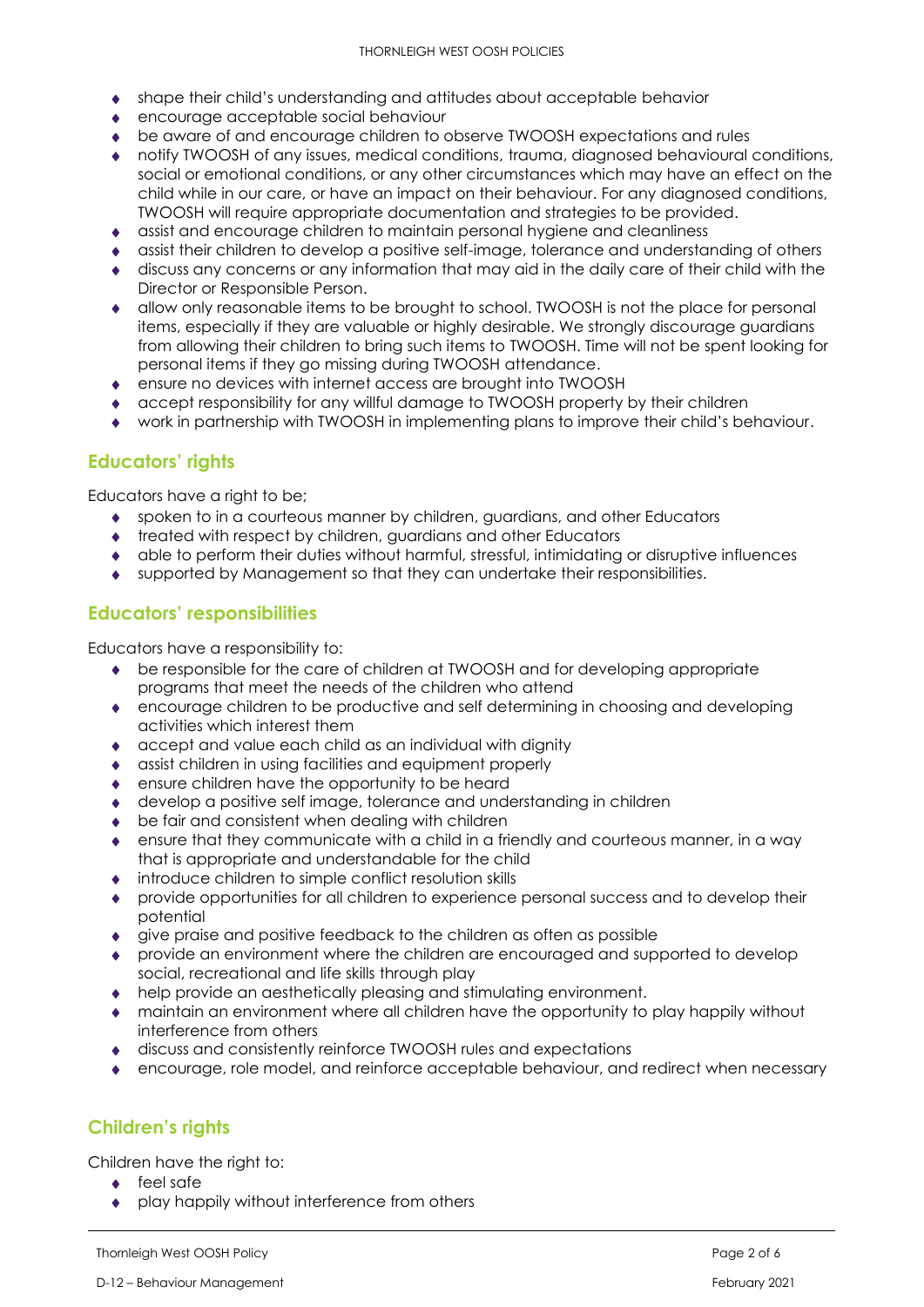- shape their child's understanding and attitudes about acceptable behavior
- encourage acceptable social behaviour
- be aware of and encourage children to observe TWOOSH expectations and rules
- notify TWOOSH of any issues, medical conditions, trauma, diagnosed behavioural conditions, social or emotional conditions, or any other circumstances which may have an effect on the child while in our care, or have an impact on their behaviour. For any diagnosed conditions, TWOOSH will require appropriate documentation and strategies to be provided.
- assist and encourage children to maintain personal hygiene and cleanliness
- assist their children to develop a positive self-image, tolerance and understanding of others
- discuss any concerns or any information that may aid in the daily care of their child with the Director or Responsible Person.
- allow only reasonable items to be brought to school. TWOOSH is not the place for personal items, especially if they are valuable or highly desirable. We strongly discourage guardians from allowing their children to bring such items to TWOOSH. Time will not be spent looking for personal items if they go missing during TWOOSH attendance.
- ensure no devices with internet access are brought into TWOOSH
- accept responsibility for any willful damage to TWOOSH property by their children
- work in partnership with TWOOSH in implementing plans to improve their child's behaviour.

## Educators' rights

Educators have a right to be;

- spoken to in a courteous manner by children, guardians, and other Educators
- treated with respect by children, guardians and other Educators
- able to perform their duties without harmful, stressful, intimidating or disruptive influences
- supported by Management so that they can undertake their responsibilities.

## Educators' responsibilities

Educators have a responsibility to:

- be responsible for the care of children at TWOOSH and for developing appropriate programs that meet the needs of the children who attend
- encourage children to be productive and self determining in choosing and developing activities which interest them
- accept and value each child as an individual with dignity
- assist children in using facilities and equipment properly
- ensure children have the opportunity to be heard
- develop a positive self image, tolerance and understanding in children
- be fair and consistent when dealing with children
- ensure that they communicate with a child in a friendly and courteous manner, in a way that is appropriate and understandable for the child
- introduce children to simple conflict resolution skills
- provide opportunities for all children to experience personal success and to develop their potential
- give praise and positive feedback to the children as often as possible
- provide an environment where the children are encouraged and supported to develop social, recreational and life skills through play
- help provide an aesthetically pleasing and stimulating environment.
- maintain an environment where all children have the opportunity to play happily without interference from others
- discuss and consistently reinforce TWOOSH rules and expectations
- encourage, role model, and reinforce acceptable behaviour, and redirect when necessary

## Children's rights

Children have the right to:

- feel safe
- play happily without interference from others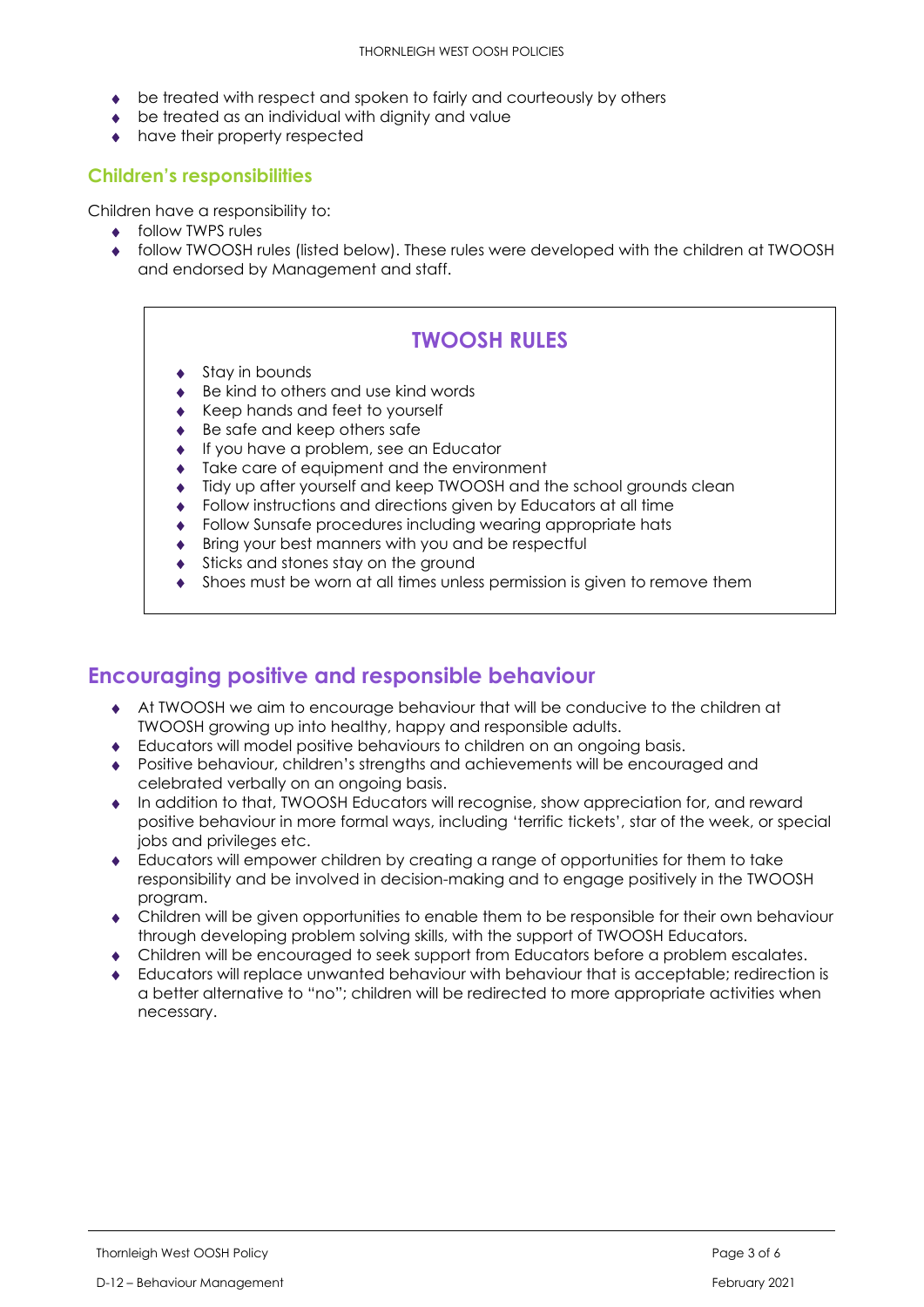- be treated with respect and spoken to fairly and courteously by others
- be treated as an individual with dignity and value
- have their property respected

### Children's responsibilities

Children have a responsibility to:

- follow TWPS rules
- follow TWOOSH rules (listed below). These rules were developed with the children at TWOOSH and endorsed by Management and staff.

### TWOOSH RULES

- Stay in bounds
- Be kind to others and use kind words
- Keep hands and feet to yourself
- Be safe and keep others safe
- If you have a problem, see an Educator
- Take care of equipment and the environment
- Tidy up after yourself and keep TWOOSH and the school grounds clean
- Follow instructions and directions given by Educators at all time
- Follow Sunsafe procedures including wearing appropriate hats
- Bring your best manners with you and be respectful
- Sticks and stones stay on the ground
- Shoes must be worn at all times unless permission is given to remove them

## Encouraging positive and responsible behaviour

- At TWOOSH we aim to encourage behaviour that will be conducive to the children at TWOOSH growing up into healthy, happy and responsible adults.
- Educators will model positive behaviours to children on an ongoing basis.
- Positive behaviour, children's strengths and achievements will be encouraged and celebrated verbally on an ongoing basis.
- In addition to that, TWOOSH Educators will recognise, show appreciation for, and reward positive behaviour in more formal ways, including 'terrific tickets', star of the week, or special jobs and privileges etc.
- Educators will empower children by creating a range of opportunities for them to take responsibility and be involved in decision-making and to engage positively in the TWOOSH program.
- Children will be given opportunities to enable them to be responsible for their own behaviour through developing problem solving skills, with the support of TWOOSH Educators.
- Children will be encouraged to seek support from Educators before a problem escalates.
- Educators will replace unwanted behaviour with behaviour that is acceptable; redirection is a better alternative to "no"; children will be redirected to more appropriate activities when necessary.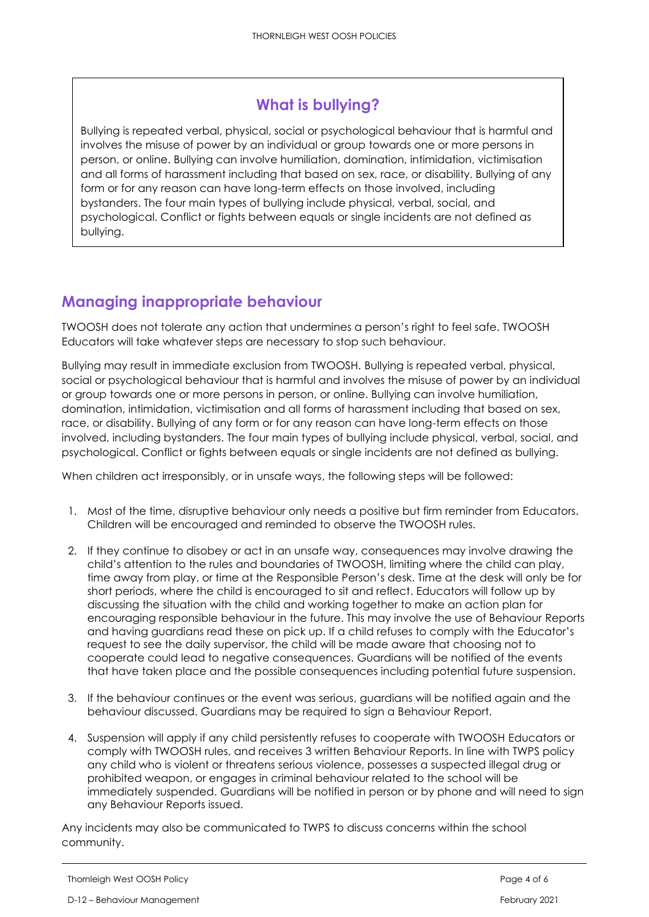## What is bullying?

Bullying is repeated verbal, physical, social or psychological behaviour that is harmful and involves the misuse of power by an individual or group towards one or more persons in person, or online. Bullying can involve humiliation, domination, intimidation, victimisation and all forms of harassment including that based on sex, race, or disability. Bullying of any form or for any reason can have long-term effects on those involved, including bystanders. The four main types of bullying include physical, verbal, social, and psychological. Conflict or fights between equals or single incidents are not defined as bullying.

## Managing inappropriate behaviour

TWOOSH does not tolerate any action that undermines a person's right to feel safe. TWOOSH Educators will take whatever steps are necessary to stop such behaviour.

Bullying may result in immediate exclusion from TWOOSH. Bullying is repeated verbal, physical, social or psychological behaviour that is harmful and involves the misuse of power by an individual or group towards one or more persons in person, or online. Bullying can involve humiliation, domination, intimidation, victimisation and all forms of harassment including that based on sex, race, or disability. Bullying of any form or for any reason can have long-term effects on those involved, including bystanders. The four main types of bullying include physical, verbal, social, and psychological. Conflict or fights between equals or single incidents are not defined as bullying.

When children act irresponsibly, or in unsafe ways, the following steps will be followed:

1. Most of the time, disruptive behaviour only needs a positive but firm reminder from Educators. Children will be encouraged and reminded to observe the TWOOSH rules.
2. If they continue to disobey or act in an unsafe way, consequences may involve drawing the child's attention to the rules and boundaries of TWOOSH, limiting where the child can play, time away from play, or time at the Responsible Person's desk. Time at the desk will only be for short periods, where the child is encouraged to sit and reflect. Educators will follow up by discussing the situation with the child and working together to make an action plan for encouraging responsible behaviour in the future. This may involve the use of Behaviour Reports and having guardians read these on pick up. If a child refuses to comply with the Educator's request to see the daily supervisor, the child will be made aware that choosing not to cooperate could lead to negative consequences. Guardians will be notified of the events that have taken place and the possible consequences including potential future suspension.
3. If the behaviour continues or the event was serious, guardians will be notified again and the behaviour discussed. Guardians may be required to sign a Behaviour Report.
4. Suspension will apply if any child persistently refuses to cooperate with TWOOSH Educators or comply with TWOOSH rules, and receives 3 written Behaviour Reports. In line with TWPS policy any child who is violent or threatens serious violence, possesses a suspected illegal drug or prohibited weapon, or engages in criminal behaviour related to the school will be immediately suspended. Guardians will be notified in person or by phone and will need to sign any Behaviour Reports issued.

Any incidents may also be communicated to TWPS to discuss concerns within the school community.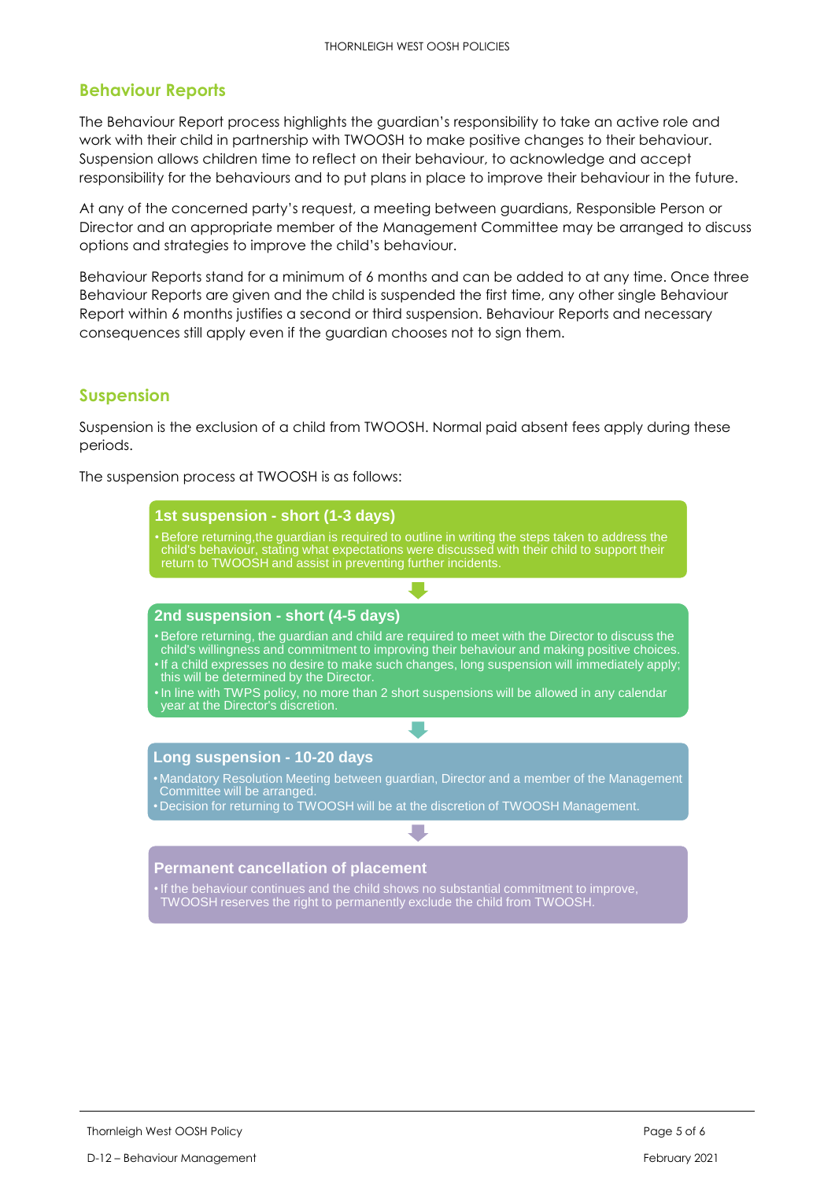## Behaviour Reports

The Behaviour Report process highlights the guardian's responsibility to take an active role and work with their child in partnership with TWOOSH to make positive changes to their behaviour. Suspension allows children time to reflect on their behaviour, to acknowledge and accept responsibility for the behaviours and to put plans in place to improve their behaviour in the future.

At any of the concerned party's request, a meeting between guardians, Responsible Person or Director and an appropriate member of the Management Committee may be arranged to discuss options and strategies to improve the child's behaviour.

Behaviour Reports stand for a minimum of 6 months and can be added to at any time. Once three Behaviour Reports are given and the child is suspended the first time, any other single Behaviour Report within 6 months justifies a second or third suspension. Behaviour Reports and necessary consequences still apply even if the guardian chooses not to sign them.

## Suspension

Suspension is the exclusion of a child from TWOOSH. Normal paid absent fees apply during these periods.

The suspension process at TWOOSH is as follows:

**1st suspension - short (1-3 days)**

- Before returning,the guardian is required to outline in writing the steps taken to address the child's behaviour, stating what expectations were discussed with their child to support their return to TWOOSH and assist in preventing further incidents.

**2nd suspension - short (4-5 days)**

- Before returning, the guardian and child are required to meet with the Director to discuss the child's willingness and commitment to improving their behaviour and making positive choices.
- If a child expresses no desire to make such changes, long suspension will immediately apply; this will be determined by the Director.
- In line with TWPS policy, no more than 2 short suspensions will be allowed in any calendar year at the Director's discretion.

**Long suspension - 10-20 days**

- Mandatory Resolution Meeting between guardian, Director and a member of the Management Committee will be arranged.
- Decision for returning to TWOOSH will be at the discretion of TWOOSH Management.

**Permanent cancellation of placement**

- If the behaviour continues and the child shows no substantial commitment to improve, TWOOSH reserves the right to permanently exclude the child from TWOOSH.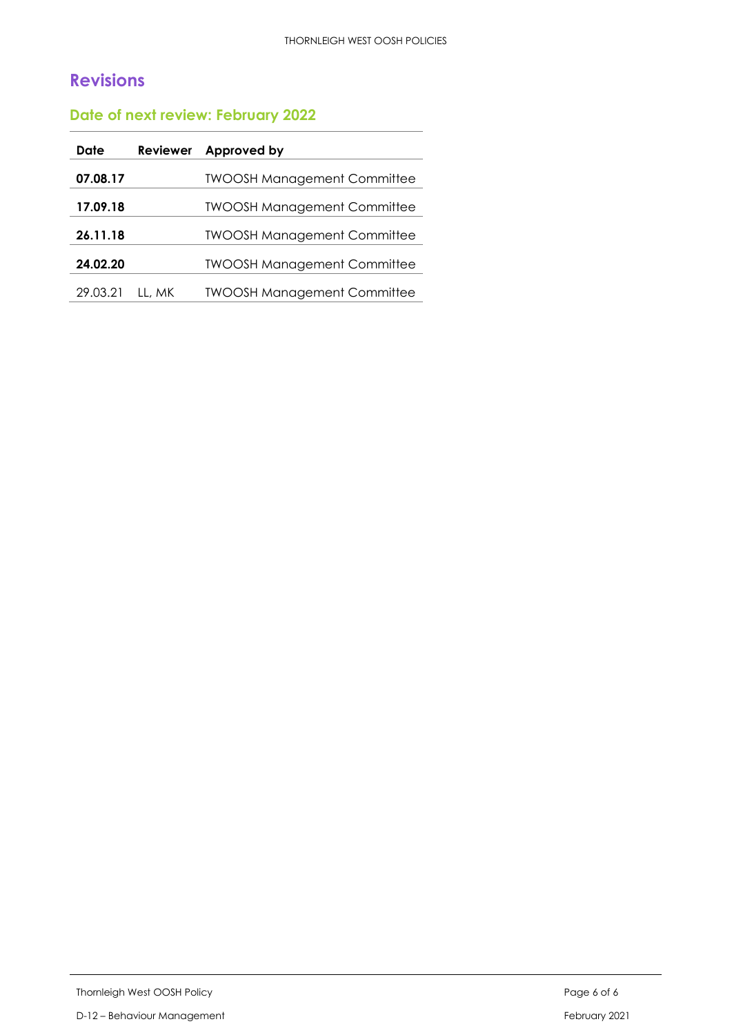## Revisions

### Date of next review: February 2022

| Date | Reviewer | Approved by |
|---|---|---|
| **07.08.17** | | TWOOSH Management Committee |
| **17.09.18** | | TWOOSH Management Committee |
| **26.11.18** | | TWOOSH Management Committee |
| **24.02.20** | | TWOOSH Management Committee |
| 29.03.21 | LL, MK | TWOOSH Management Committee |